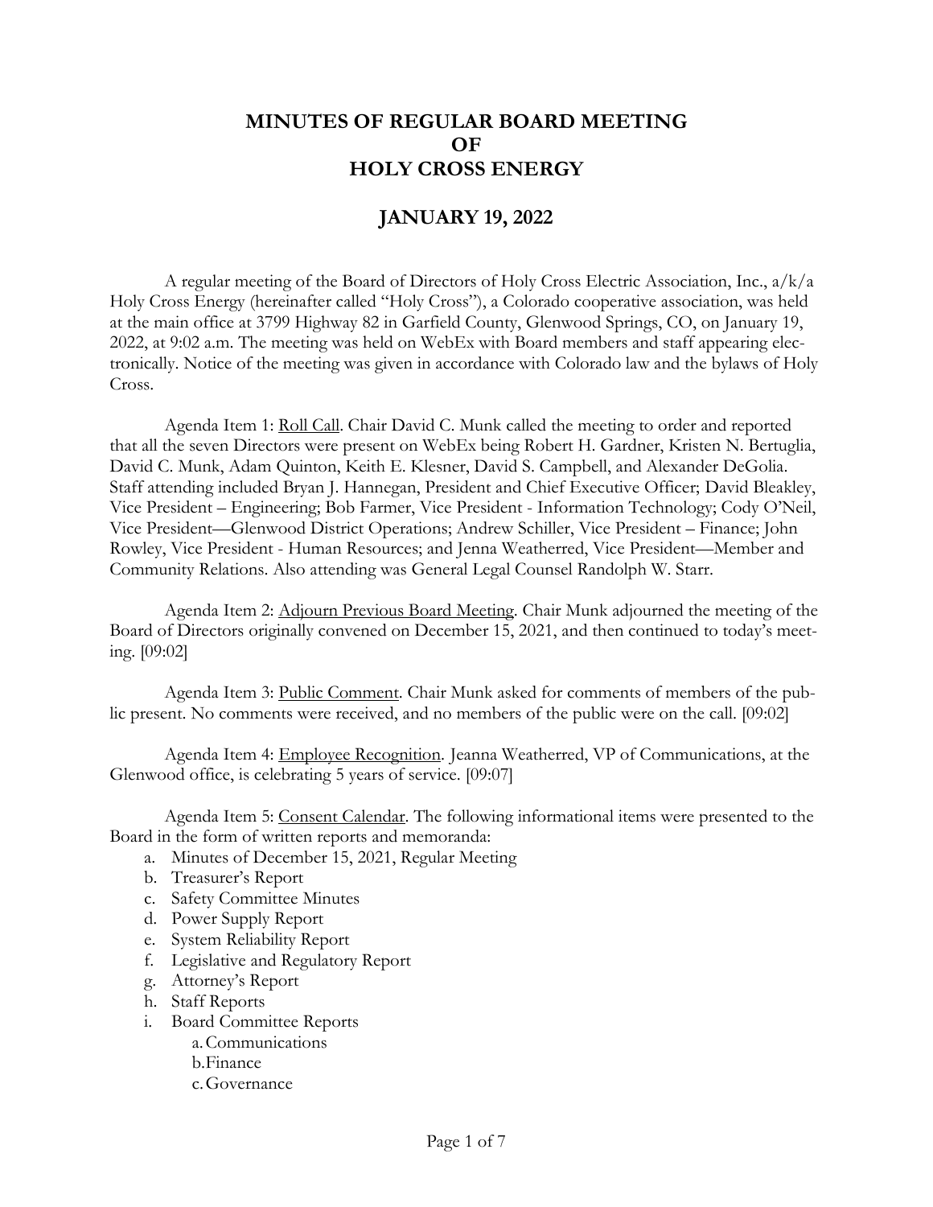# MINUTES OF REGULAR BOARD MEETING
# OF
# HOLY CROSS ENERGY

## JANUARY 19, 2022

A regular meeting of the Board of Directors of Holy Cross Electric Association, Inc., a/k/a Holy Cross Energy (hereinafter called "Holy Cross"), a Colorado cooperative association, was held at the main office at 3799 Highway 82 in Garfield County, Glenwood Springs, CO, on January 19, 2022, at 9:02 a.m. The meeting was held on WebEx with Board members and staff appearing electronically. Notice of the meeting was given in accordance with Colorado law and the bylaws of Holy Cross.

Agenda Item 1: Roll Call. Chair David C. Munk called the meeting to order and reported that all the seven Directors were present on WebEx being Robert H. Gardner, Kristen N. Bertuglia, David C. Munk, Adam Quinton, Keith E. Klesner, David S. Campbell, and Alexander DeGolia. Staff attending included Bryan J. Hannegan, President and Chief Executive Officer; David Bleakley, Vice President – Engineering; Bob Farmer, Vice President - Information Technology; Cody O'Neil, Vice President—Glenwood District Operations; Andrew Schiller, Vice President – Finance; John Rowley, Vice President - Human Resources; and Jenna Weatherred, Vice President—Member and Community Relations. Also attending was General Legal Counsel Randolph W. Starr.

Agenda Item 2: Adjourn Previous Board Meeting. Chair Munk adjourned the meeting of the Board of Directors originally convened on December 15, 2021, and then continued to today's meeting. [09:02]

Agenda Item 3: Public Comment. Chair Munk asked for comments of members of the public present. No comments were received, and no members of the public were on the call. [09:02]

Agenda Item 4: Employee Recognition. Jeanna Weatherred, VP of Communications, at the Glenwood office, is celebrating 5 years of service. [09:07]

Agenda Item 5: Consent Calendar. The following informational items were presented to the Board in the form of written reports and memoranda:

a. Minutes of December 15, 2021, Regular Meeting
b. Treasurer's Report
c. Safety Committee Minutes
d. Power Supply Report
e. System Reliability Report
f. Legislative and Regulatory Report
g. Attorney's Report
h. Staff Reports
i. Board Committee Reports
    a. Communications
    b. Finance
    c. Governance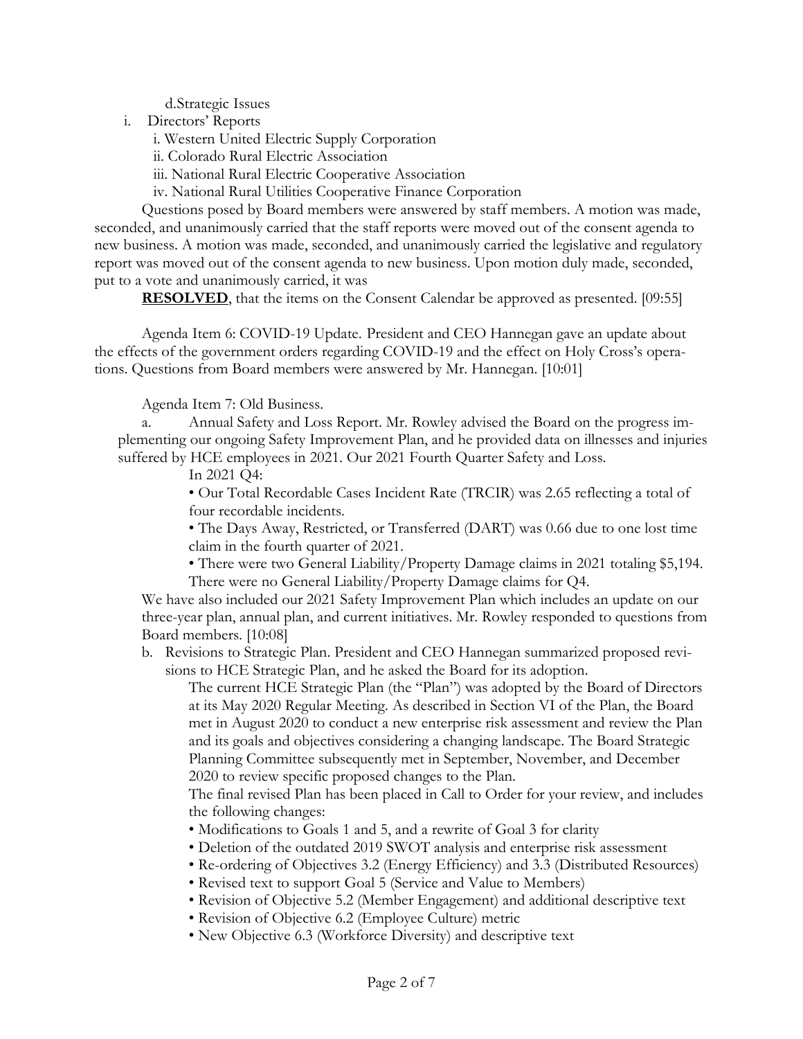d.Strategic Issues

i. Directors' Reports

   i. Western United Electric Supply Corporation

   ii. Colorado Rural Electric Association

   iii. National Rural Electric Cooperative Association

   iv. National Rural Utilities Cooperative Finance Corporation

Questions posed by Board members were answered by staff members. A motion was made, seconded, and unanimously carried that the staff reports were moved out of the consent agenda to new business. A motion was made, seconded, and unanimously carried the legislative and regulatory report was moved out of the consent agenda to new business. Upon motion duly made, seconded, put to a vote and unanimously carried, it was

**RESOLVED**, that the items on the Consent Calendar be approved as presented. [09:55]

Agenda Item 6: COVID-19 Update. President and CEO Hannegan gave an update about the effects of the government orders regarding COVID-19 and the effect on Holy Cross's operations. Questions from Board members were answered by Mr. Hannegan. [10:01]

Agenda Item 7: Old Business.

a. Annual Safety and Loss Report. Mr. Rowley advised the Board on the progress implementing our ongoing Safety Improvement Plan, and he provided data on illnesses and injuries suffered by HCE employees in 2021. Our 2021 Fourth Quarter Safety and Loss.

In 2021 Q4:

- Our Total Recordable Cases Incident Rate (TRCIR) was 2.65 reflecting a total of four recordable incidents.
- The Days Away, Restricted, or Transferred (DART) was 0.66 due to one lost time claim in the fourth quarter of 2021.
- There were two General Liability/Property Damage claims in 2021 totaling $5,194. There were no General Liability/Property Damage claims for Q4.

We have also included our 2021 Safety Improvement Plan which includes an update on our three-year plan, annual plan, and current initiatives. Mr. Rowley responded to questions from Board members. [10:08]

b. Revisions to Strategic Plan. President and CEO Hannegan summarized proposed revisions to HCE Strategic Plan, and he asked the Board for its adoption.

The current HCE Strategic Plan (the "Plan") was adopted by the Board of Directors at its May 2020 Regular Meeting. As described in Section VI of the Plan, the Board met in August 2020 to conduct a new enterprise risk assessment and review the Plan and its goals and objectives considering a changing landscape. The Board Strategic Planning Committee subsequently met in September, November, and December 2020 to review specific proposed changes to the Plan.

The final revised Plan has been placed in Call to Order for your review, and includes the following changes:

- Modifications to Goals 1 and 5, and a rewrite of Goal 3 for clarity
- Deletion of the outdated 2019 SWOT analysis and enterprise risk assessment
- Re-ordering of Objectives 3.2 (Energy Efficiency) and 3.3 (Distributed Resources)
- Revised text to support Goal 5 (Service and Value to Members)
- Revision of Objective 5.2 (Member Engagement) and additional descriptive text
- Revision of Objective 6.2 (Employee Culture) metric
- New Objective 6.3 (Workforce Diversity) and descriptive text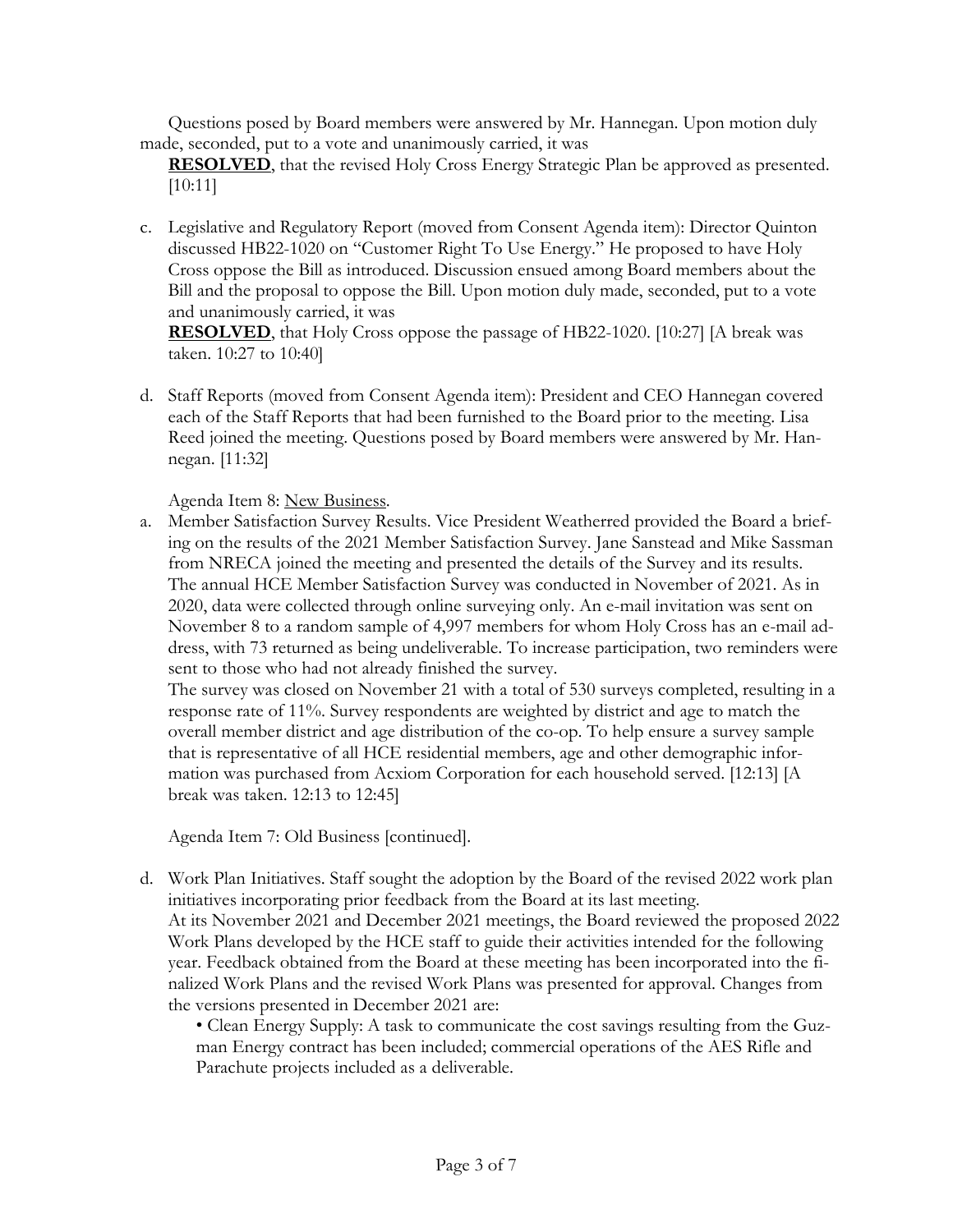Questions posed by Board members were answered by Mr. Hannegan. Upon motion duly made, seconded, put to a vote and unanimously carried, it was

**RESOLVED**, that the revised Holy Cross Energy Strategic Plan be approved as presented. [10:11]

c. Legislative and Regulatory Report (moved from Consent Agenda item): Director Quinton discussed HB22-1020 on "Customer Right To Use Energy." He proposed to have Holy Cross oppose the Bill as introduced. Discussion ensued among Board members about the Bill and the proposal to oppose the Bill. Upon motion duly made, seconded, put to a vote and unanimously carried, it was

   **RESOLVED**, that Holy Cross oppose the passage of HB22-1020. [10:27] [A break was taken. 10:27 to 10:40]

d. Staff Reports (moved from Consent Agenda item): President and CEO Hannegan covered each of the Staff Reports that had been furnished to the Board prior to the meeting. Lisa Reed joined the meeting. Questions posed by Board members were answered by Mr. Hannegan. [11:32]

Agenda Item 8: New Business.

a. Member Satisfaction Survey Results. Vice President Weatherred provided the Board a briefing on the results of the 2021 Member Satisfaction Survey. Jane Sanstead and Mike Sassman from NRECA joined the meeting and presented the details of the Survey and its results. The annual HCE Member Satisfaction Survey was conducted in November of 2021. As in 2020, data were collected through online surveying only. An e-mail invitation was sent on November 8 to a random sample of 4,997 members for whom Holy Cross has an e-mail address, with 73 returned as being undeliverable. To increase participation, two reminders were sent to those who had not already finished the survey.

   The survey was closed on November 21 with a total of 530 surveys completed, resulting in a response rate of 11%. Survey respondents are weighted by district and age to match the overall member district and age distribution of the co-op. To help ensure a survey sample that is representative of all HCE residential members, age and other demographic information was purchased from Acxiom Corporation for each household served. [12:13] [A break was taken. 12:13 to 12:45]

Agenda Item 7: Old Business [continued].

d. Work Plan Initiatives. Staff sought the adoption by the Board of the revised 2022 work plan initiatives incorporating prior feedback from the Board at its last meeting.

   At its November 2021 and December 2021 meetings, the Board reviewed the proposed 2022 Work Plans developed by the HCE staff to guide their activities intended for the following year. Feedback obtained from the Board at these meeting has been incorporated into the finalized Work Plans and the revised Work Plans was presented for approval. Changes from the versions presented in December 2021 are:

   - Clean Energy Supply: A task to communicate the cost savings resulting from the Guzman Energy contract has been included; commercial operations of the AES Rifle and Parachute projects included as a deliverable.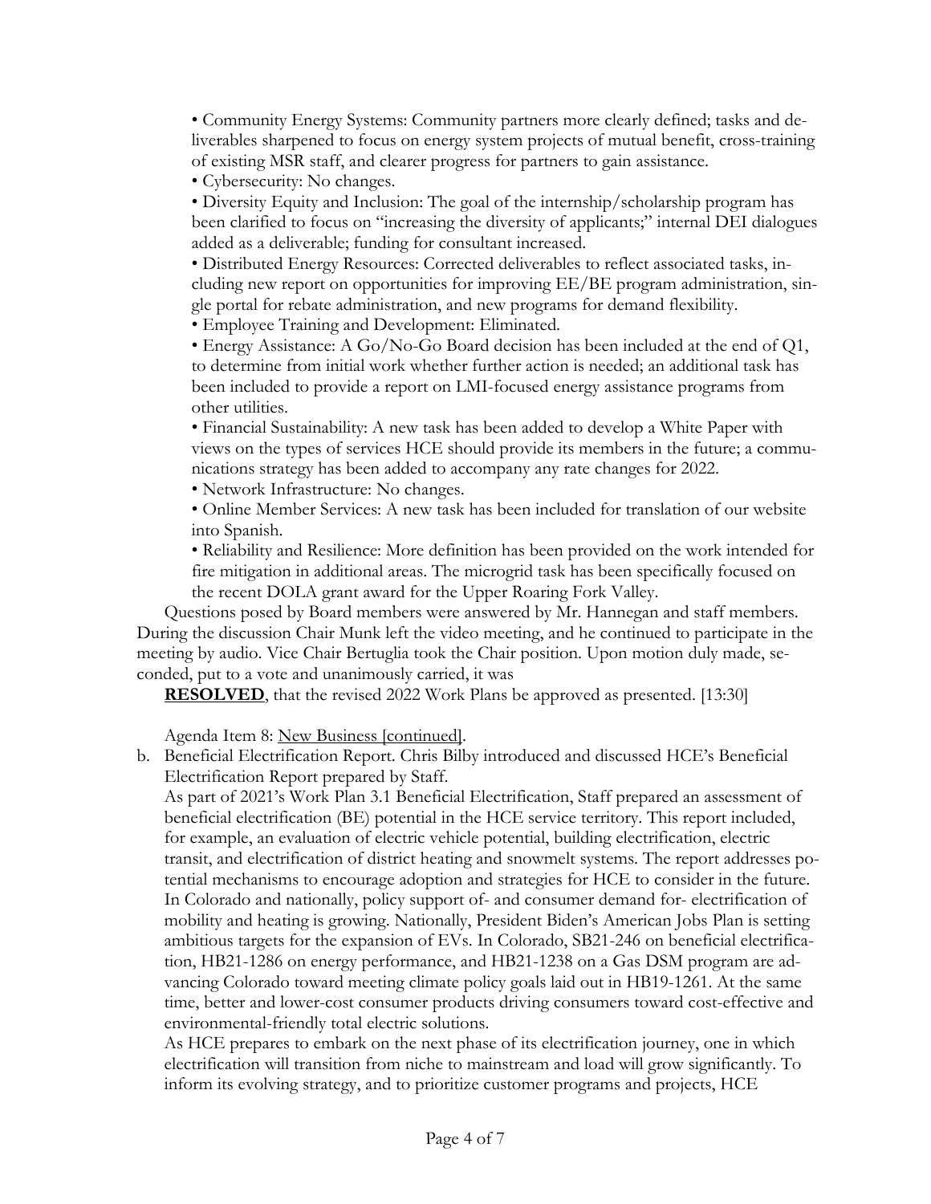• Community Energy Systems: Community partners more clearly defined; tasks and deliverables sharpened to focus on energy system projects of mutual benefit, cross-training of existing MSR staff, and clearer progress for partners to gain assistance.
• Cybersecurity: No changes.
• Diversity Equity and Inclusion: The goal of the internship/scholarship program has been clarified to focus on "increasing the diversity of applicants;" internal DEI dialogues added as a deliverable; funding for consultant increased.
• Distributed Energy Resources: Corrected deliverables to reflect associated tasks, including new report on opportunities for improving EE/BE program administration, single portal for rebate administration, and new programs for demand flexibility.
• Employee Training and Development: Eliminated.
• Energy Assistance: A Go/No-Go Board decision has been included at the end of Q1, to determine from initial work whether further action is needed; an additional task has been included to provide a report on LMI-focused energy assistance programs from other utilities.
• Financial Sustainability: A new task has been added to develop a White Paper with views on the types of services HCE should provide its members in the future; a communications strategy has been added to accompany any rate changes for 2022.
• Network Infrastructure: No changes.
• Online Member Services: A new task has been included for translation of our website into Spanish.
• Reliability and Resilience: More definition has been provided on the work intended for fire mitigation in additional areas. The microgrid task has been specifically focused on the recent DOLA grant award for the Upper Roaring Fork Valley.

Questions posed by Board members were answered by Mr. Hannegan and staff members. During the discussion Chair Munk left the video meeting, and he continued to participate in the meeting by audio. Vice Chair Bertuglia took the Chair position. Upon motion duly made, seconded, put to a vote and unanimously carried, it was

**RESOLVED**, that the revised 2022 Work Plans be approved as presented. [13:30]

Agenda Item 8: New Business [continued].

b. Beneficial Electrification Report. Chris Bilby introduced and discussed HCE's Beneficial Electrification Report prepared by Staff.

As part of 2021's Work Plan 3.1 Beneficial Electrification, Staff prepared an assessment of beneficial electrification (BE) potential in the HCE service territory. This report included, for example, an evaluation of electric vehicle potential, building electrification, electric transit, and electrification of district heating and snowmelt systems. The report addresses potential mechanisms to encourage adoption and strategies for HCE to consider in the future. In Colorado and nationally, policy support of- and consumer demand for- electrification of mobility and heating is growing. Nationally, President Biden's American Jobs Plan is setting ambitious targets for the expansion of EVs. In Colorado, SB21-246 on beneficial electrification, HB21-1286 on energy performance, and HB21-1238 on a Gas DSM program are advancing Colorado toward meeting climate policy goals laid out in HB19-1261. At the same time, better and lower-cost consumer products driving consumers toward cost-effective and environmental-friendly total electric solutions.

As HCE prepares to embark on the next phase of its electrification journey, one in which electrification will transition from niche to mainstream and load will grow significantly. To inform its evolving strategy, and to prioritize customer programs and projects, HCE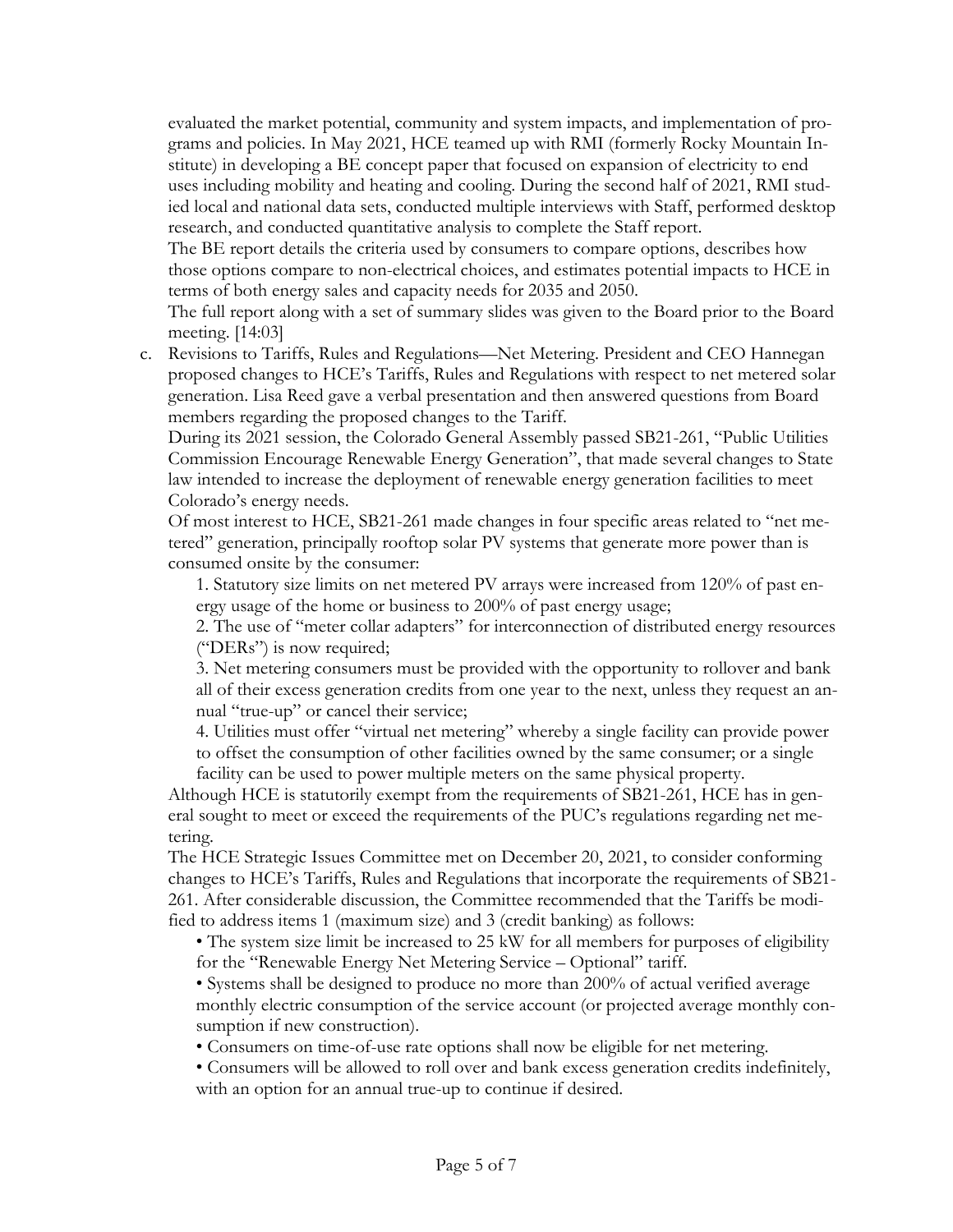evaluated the market potential, community and system impacts, and implementation of programs and policies. In May 2021, HCE teamed up with RMI (formerly Rocky Mountain Institute) in developing a BE concept paper that focused on expansion of electricity to end uses including mobility and heating and cooling. During the second half of 2021, RMI studied local and national data sets, conducted multiple interviews with Staff, performed desktop research, and conducted quantitative analysis to complete the Staff report.

The BE report details the criteria used by consumers to compare options, describes how those options compare to non-electrical choices, and estimates potential impacts to HCE in terms of both energy sales and capacity needs for 2035 and 2050.

The full report along with a set of summary slides was given to the Board prior to the Board meeting. [14:03]

c. Revisions to Tariffs, Rules and Regulations—Net Metering. President and CEO Hannegan proposed changes to HCE's Tariffs, Rules and Regulations with respect to net metered solar generation. Lisa Reed gave a verbal presentation and then answered questions from Board members regarding the proposed changes to the Tariff.

   During its 2021 session, the Colorado General Assembly passed SB21-261, "Public Utilities Commission Encourage Renewable Energy Generation", that made several changes to State law intended to increase the deployment of renewable energy generation facilities to meet Colorado's energy needs.

   Of most interest to HCE, SB21-261 made changes in four specific areas related to "net metered" generation, principally rooftop solar PV systems that generate more power than is consumed onsite by the consumer:

   1. Statutory size limits on net metered PV arrays were increased from 120% of past energy usage of the home or business to 200% of past energy usage;
   2. The use of "meter collar adapters" for interconnection of distributed energy resources ("DERs") is now required;
   3. Net metering consumers must be provided with the opportunity to rollover and bank all of their excess generation credits from one year to the next, unless they request an annual "true-up" or cancel their service;
   4. Utilities must offer "virtual net metering" whereby a single facility can provide power to offset the consumption of other facilities owned by the same consumer; or a single facility can be used to power multiple meters on the same physical property.

   Although HCE is statutorily exempt from the requirements of SB21-261, HCE has in general sought to meet or exceed the requirements of the PUC's regulations regarding net metering.

   The HCE Strategic Issues Committee met on December 20, 2021, to consider conforming changes to HCE's Tariffs, Rules and Regulations that incorporate the requirements of SB21-261. After considerable discussion, the Committee recommended that the Tariffs be modified to address items 1 (maximum size) and 3 (credit banking) as follows:

   - The system size limit be increased to 25 kW for all members for purposes of eligibility for the "Renewable Energy Net Metering Service – Optional" tariff.
   - Systems shall be designed to produce no more than 200% of actual verified average monthly electric consumption of the service account (or projected average monthly consumption if new construction).
   - Consumers on time-of-use rate options shall now be eligible for net metering.
   - Consumers will be allowed to roll over and bank excess generation credits indefinitely, with an option for an annual true-up to continue if desired.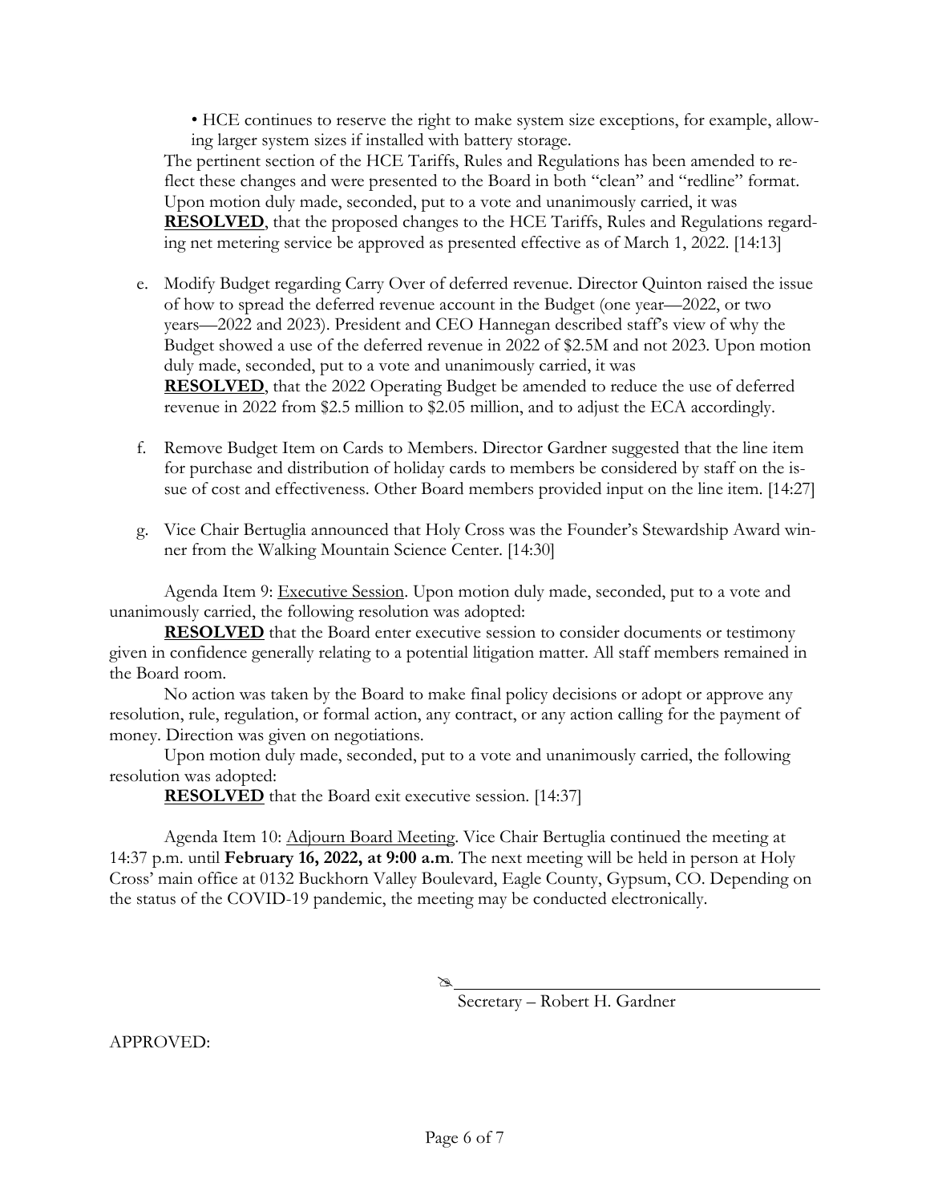• HCE continues to reserve the right to make system size exceptions, for example, allowing larger system sizes if installed with battery storage.

The pertinent section of the HCE Tariffs, Rules and Regulations has been amended to reflect these changes and were presented to the Board in both "clean" and "redline" format. Upon motion duly made, seconded, put to a vote and unanimously carried, it was **RESOLVED**, that the proposed changes to the HCE Tariffs, Rules and Regulations regarding net metering service be approved as presented effective as of March 1, 2022. [14:13]

e. Modify Budget regarding Carry Over of deferred revenue. Director Quinton raised the issue of how to spread the deferred revenue account in the Budget (one year—2022, or two years—2022 and 2023). President and CEO Hannegan described staff's view of why the Budget showed a use of the deferred revenue in 2022 of $2.5M and not 2023. Upon motion duly made, seconded, put to a vote and unanimously carried, it was **RESOLVED**, that the 2022 Operating Budget be amended to reduce the use of deferred revenue in 2022 from $2.5 million to $2.05 million, and to adjust the ECA accordingly.

f. Remove Budget Item on Cards to Members. Director Gardner suggested that the line item for purchase and distribution of holiday cards to members be considered by staff on the issue of cost and effectiveness. Other Board members provided input on the line item. [14:27]

g. Vice Chair Bertuglia announced that Holy Cross was the Founder's Stewardship Award winner from the Walking Mountain Science Center. [14:30]

Agenda Item 9: Executive Session. Upon motion duly made, seconded, put to a vote and unanimously carried, the following resolution was adopted:

**RESOLVED** that the Board enter executive session to consider documents or testimony given in confidence generally relating to a potential litigation matter. All staff members remained in the Board room.

No action was taken by the Board to make final policy decisions or adopt or approve any resolution, rule, regulation, or formal action, any contract, or any action calling for the payment of money. Direction was given on negotiations.

Upon motion duly made, seconded, put to a vote and unanimously carried, the following resolution was adopted:

**RESOLVED** that the Board exit executive session. [14:37]

Agenda Item 10: Adjourn Board Meeting. Vice Chair Bertuglia continued the meeting at 14:37 p.m. until **February 16, 2022, at 9:00 a.m**. The next meeting will be held in person at Holy Cross' main office at 0132 Buckhorn Valley Boulevard, Eagle County, Gypsum, CO. Depending on the status of the COVID-19 pandemic, the meeting may be conducted electronically.

\_\_\_\_\_\_\_\_\_\_\_\_\_\_\_\_\_\_\_\_\_\_\_\_\_\_\_\_\_\_\_\_\_\_\_\_\_\_\_\_

Secretary – Robert H. Gardner

APPROVED: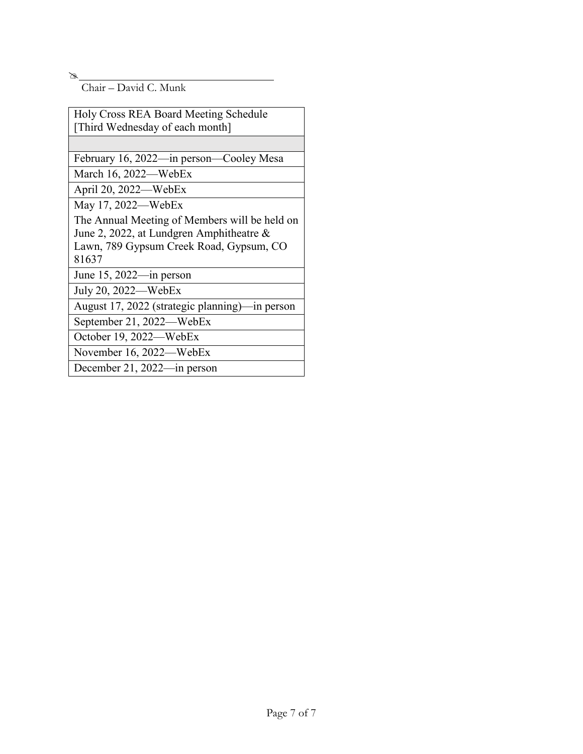✍ ________________________________

Chair – David C. Munk

| Holy Cross REA Board Meeting Schedule [Third Wednesday of each month] |
| --- |
| |
| February 16, 2022—in person—Cooley Mesa |
| March 16, 2022—WebEx |
| April 20, 2022—WebEx |
| May 17, 2022—WebEx<br>The Annual Meeting of Members will be held on June 2, 2022, at Lundgren Amphitheatre & Lawn, 789 Gypsum Creek Road, Gypsum, CO 81637 |
| June 15, 2022—in person |
| July 20, 2022—WebEx |
| August 17, 2022 (strategic planning)—in person |
| September 21, 2022—WebEx |
| October 19, 2022—WebEx |
| November 16, 2022—WebEx |
| December 21, 2022—in person |